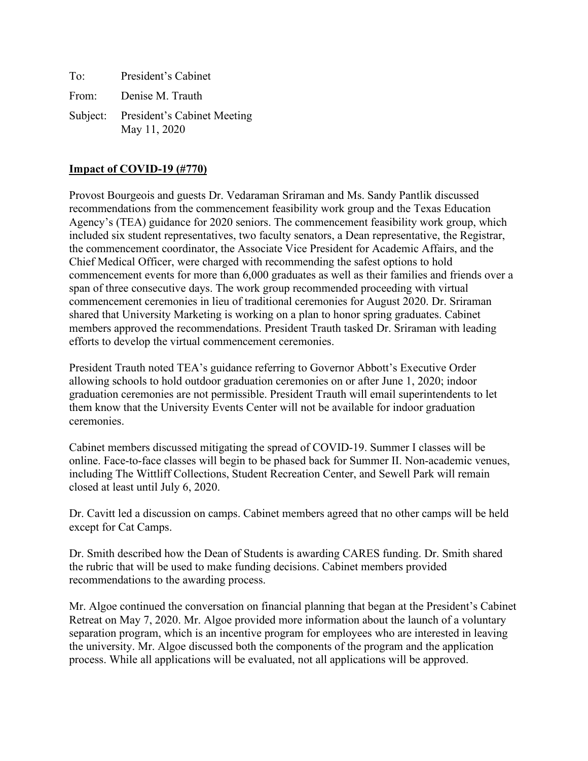To: President's Cabinet

From: Denise M. Trauth

Subject: President's Cabinet Meeting
May 11, 2020

**Impact of COVID-19 (#770)**

Provost Bourgeois and guests Dr. Vedaraman Sriraman and Ms. Sandy Pantlik discussed recommendations from the commencement feasibility work group and the Texas Education Agency's (TEA) guidance for 2020 seniors. The commencement feasibility work group, which included six student representatives, two faculty senators, a Dean representative, the Registrar, the commencement coordinator, the Associate Vice President for Academic Affairs, and the Chief Medical Officer, were charged with recommending the safest options to hold commencement events for more than 6,000 graduates as well as their families and friends over a span of three consecutive days. The work group recommended proceeding with virtual commencement ceremonies in lieu of traditional ceremonies for August 2020. Dr. Sriraman shared that University Marketing is working on a plan to honor spring graduates. Cabinet members approved the recommendations. President Trauth tasked Dr. Sriraman with leading efforts to develop the virtual commencement ceremonies.

President Trauth noted TEA's guidance referring to Governor Abbott's Executive Order allowing schools to hold outdoor graduation ceremonies on or after June 1, 2020; indoor graduation ceremonies are not permissible. President Trauth will email superintendents to let them know that the University Events Center will not be available for indoor graduation ceremonies.

Cabinet members discussed mitigating the spread of COVID-19. Summer I classes will be online. Face-to-face classes will begin to be phased back for Summer II. Non-academic venues, including The Wittliff Collections, Student Recreation Center, and Sewell Park will remain closed at least until July 6, 2020.

Dr. Cavitt led a discussion on camps. Cabinet members agreed that no other camps will be held except for Cat Camps.

Dr. Smith described how the Dean of Students is awarding CARES funding. Dr. Smith shared the rubric that will be used to make funding decisions. Cabinet members provided recommendations to the awarding process.

Mr. Algoe continued the conversation on financial planning that began at the President's Cabinet Retreat on May 7, 2020. Mr. Algoe provided more information about the launch of a voluntary separation program, which is an incentive program for employees who are interested in leaving the university. Mr. Algoe discussed both the components of the program and the application process. While all applications will be evaluated, not all applications will be approved.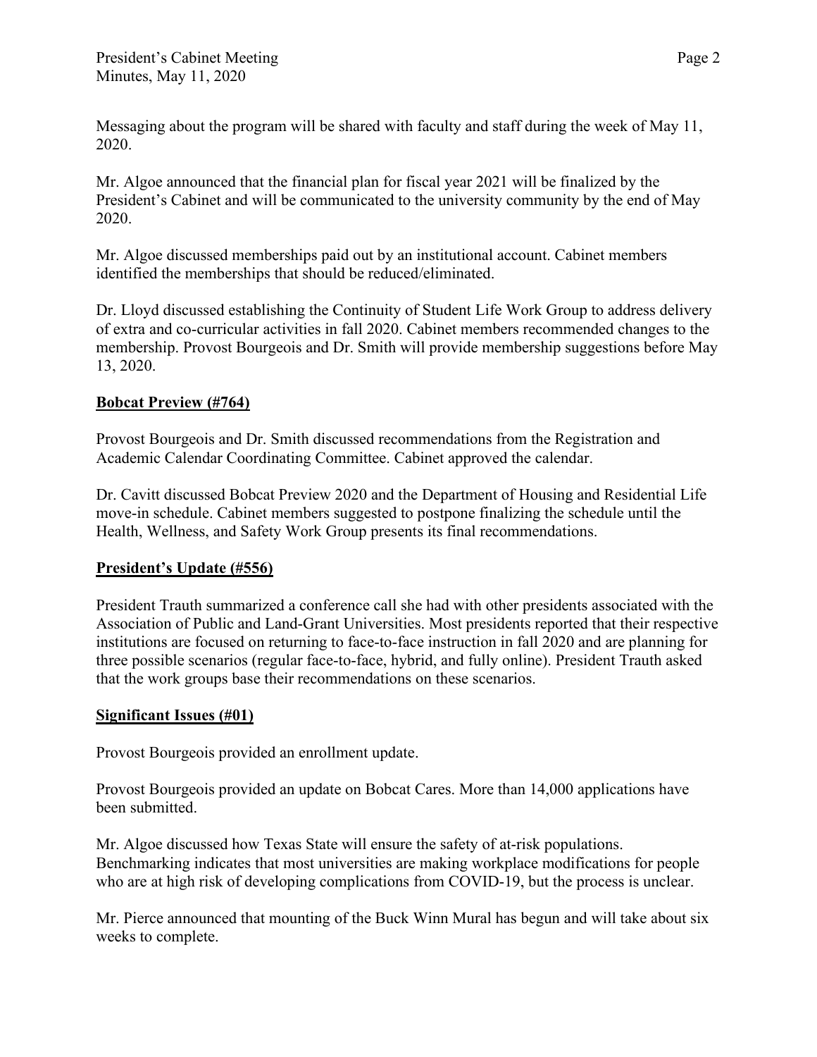Messaging about the program will be shared with faculty and staff during the week of May 11, 2020.

Mr. Algoe announced that the financial plan for fiscal year 2021 will be finalized by the President's Cabinet and will be communicated to the university community by the end of May 2020.

Mr. Algoe discussed memberships paid out by an institutional account. Cabinet members identified the memberships that should be reduced/eliminated.

Dr. Lloyd discussed establishing the Continuity of Student Life Work Group to address delivery of extra and co-curricular activities in fall 2020. Cabinet members recommended changes to the membership. Provost Bourgeois and Dr. Smith will provide membership suggestions before May 13, 2020.

## **Bobcat Preview (#764)**

Provost Bourgeois and Dr. Smith discussed recommendations from the Registration and Academic Calendar Coordinating Committee. Cabinet approved the calendar.

Dr. Cavitt discussed Bobcat Preview 2020 and the Department of Housing and Residential Life move-in schedule. Cabinet members suggested to postpone finalizing the schedule until the Health, Wellness, and Safety Work Group presents its final recommendations.

## **President's Update (#556)**

President Trauth summarized a conference call she had with other presidents associated with the Association of Public and Land-Grant Universities. Most presidents reported that their respective institutions are focused on returning to face-to-face instruction in fall 2020 and are planning for three possible scenarios (regular face-to-face, hybrid, and fully online). President Trauth asked that the work groups base their recommendations on these scenarios.

## **Significant Issues (#01)**

Provost Bourgeois provided an enrollment update.

Provost Bourgeois provided an update on Bobcat Cares. More than 14,000 applications have been submitted.

Mr. Algoe discussed how Texas State will ensure the safety of at-risk populations. Benchmarking indicates that most universities are making workplace modifications for people who are at high risk of developing complications from COVID-19, but the process is unclear.

Mr. Pierce announced that mounting of the Buck Winn Mural has begun and will take about six weeks to complete.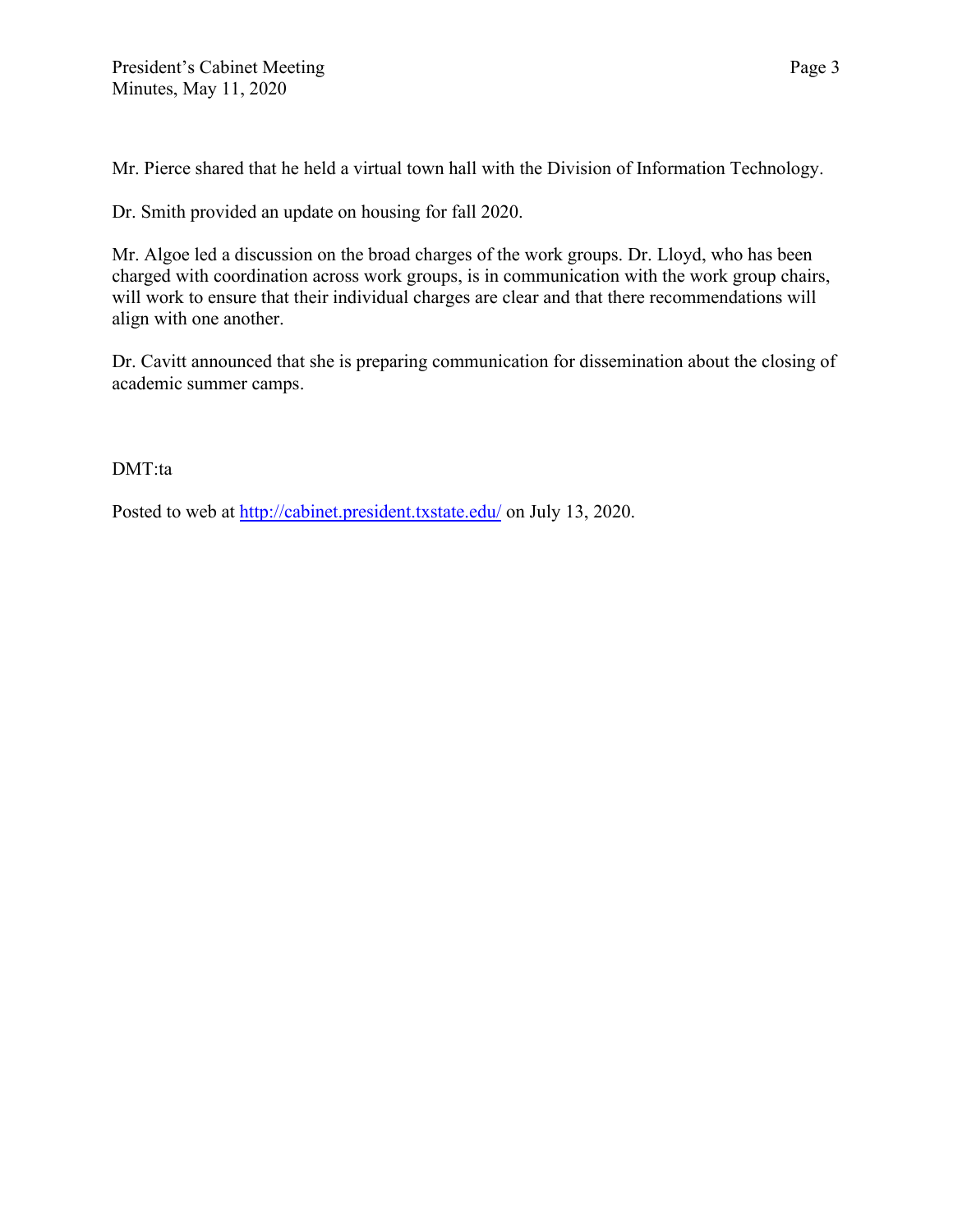Mr. Pierce shared that he held a virtual town hall with the Division of Information Technology.

Dr. Smith provided an update on housing for fall 2020.

Mr. Algoe led a discussion on the broad charges of the work groups. Dr. Lloyd, who has been charged with coordination across work groups, is in communication with the work group chairs, will work to ensure that their individual charges are clear and that there recommendations will align with one another.

Dr. Cavitt announced that she is preparing communication for dissemination about the closing of academic summer camps.

DMT:ta

Posted to web at http://cabinet.president.txstate.edu/ on July 13, 2020.